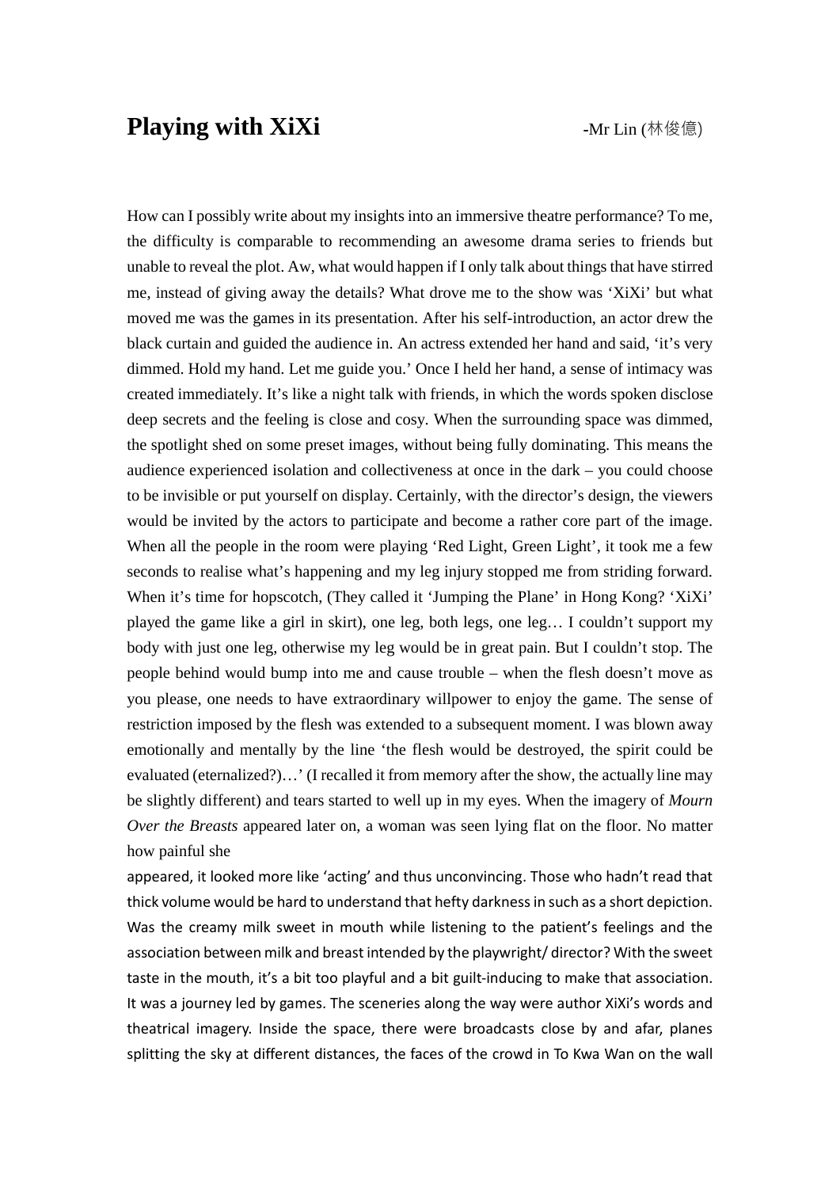# Playing with XiXi

-Mr Lin (林俊億)

How can I possibly write about my insights into an immersive theatre performance? To me, the difficulty is comparable to recommending an awesome drama series to friends but unable to reveal the plot. Aw, what would happen if I only talk about things that have stirred me, instead of giving away the details? What drove me to the show was 'XiXi' but what moved me was the games in its presentation. After his self-introduction, an actor drew the black curtain and guided the audience in. An actress extended her hand and said, 'it's very dimmed. Hold my hand. Let me guide you.' Once I held her hand, a sense of intimacy was created immediately. It's like a night talk with friends, in which the words spoken disclose deep secrets and the feeling is close and cosy. When the surrounding space was dimmed, the spotlight shed on some preset images, without being fully dominating. This means the audience experienced isolation and collectiveness at once in the dark – you could choose to be invisible or put yourself on display. Certainly, with the director's design, the viewers would be invited by the actors to participate and become a rather core part of the image. When all the people in the room were playing 'Red Light, Green Light', it took me a few seconds to realise what's happening and my leg injury stopped me from striding forward. When it's time for hopscotch, (They called it 'Jumping the Plane' in Hong Kong? 'XiXi' played the game like a girl in skirt), one leg, both legs, one leg… I couldn't support my body with just one leg, otherwise my leg would be in great pain. But I couldn't stop. The people behind would bump into me and cause trouble – when the flesh doesn't move as you please, one needs to have extraordinary willpower to enjoy the game. The sense of restriction imposed by the flesh was extended to a subsequent moment. I was blown away emotionally and mentally by the line 'the flesh would be destroyed, the spirit could be evaluated (eternalized?)…' (I recalled it from memory after the show, the actually line may be slightly different) and tears started to well up in my eyes. When the imagery of *Mourn Over the Breasts* appeared later on, a woman was seen lying flat on the floor. No matter how painful she appeared, it looked more like 'acting' and thus unconvincing. Those who hadn't read that thick volume would be hard to understand that hefty darkness in such as a short depiction. Was the creamy milk sweet in mouth while listening to the patient's feelings and the association between milk and breast intended by the playwright/ director? With the sweet taste in the mouth, it's a bit too playful and a bit guilt-inducing to make that association. It was a journey led by games. The sceneries along the way were author XiXi's words and theatrical imagery. Inside the space, there were broadcasts close by and afar, planes splitting the sky at different distances, the faces of the crowd in To Kwa Wan on the wall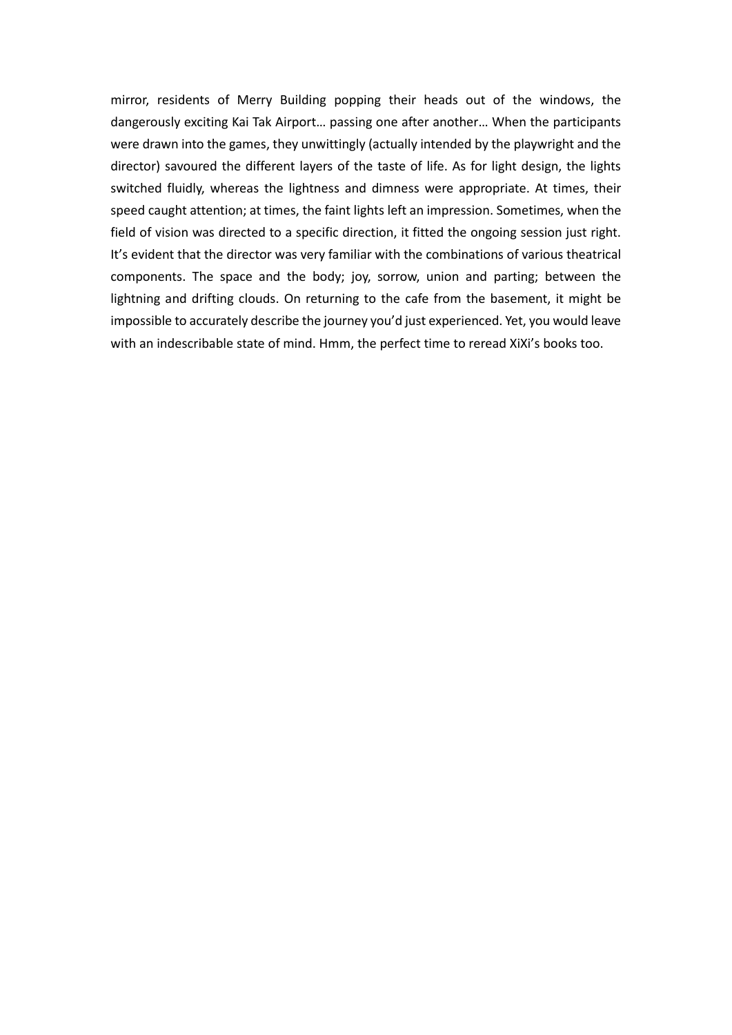mirror, residents of Merry Building popping their heads out of the windows, the dangerously exciting Kai Tak Airport… passing one after another… When the participants were drawn into the games, they unwittingly (actually intended by the playwright and the director) savoured the different layers of the taste of life. As for light design, the lights switched fluidly, whereas the lightness and dimness were appropriate. At times, their speed caught attention; at times, the faint lights left an impression. Sometimes, when the field of vision was directed to a specific direction, it fitted the ongoing session just right. It's evident that the director was very familiar with the combinations of various theatrical components. The space and the body; joy, sorrow, union and parting; between the lightning and drifting clouds. On returning to the cafe from the basement, it might be impossible to accurately describe the journey you'd just experienced. Yet, you would leave with an indescribable state of mind. Hmm, the perfect time to reread XiXi's books too.